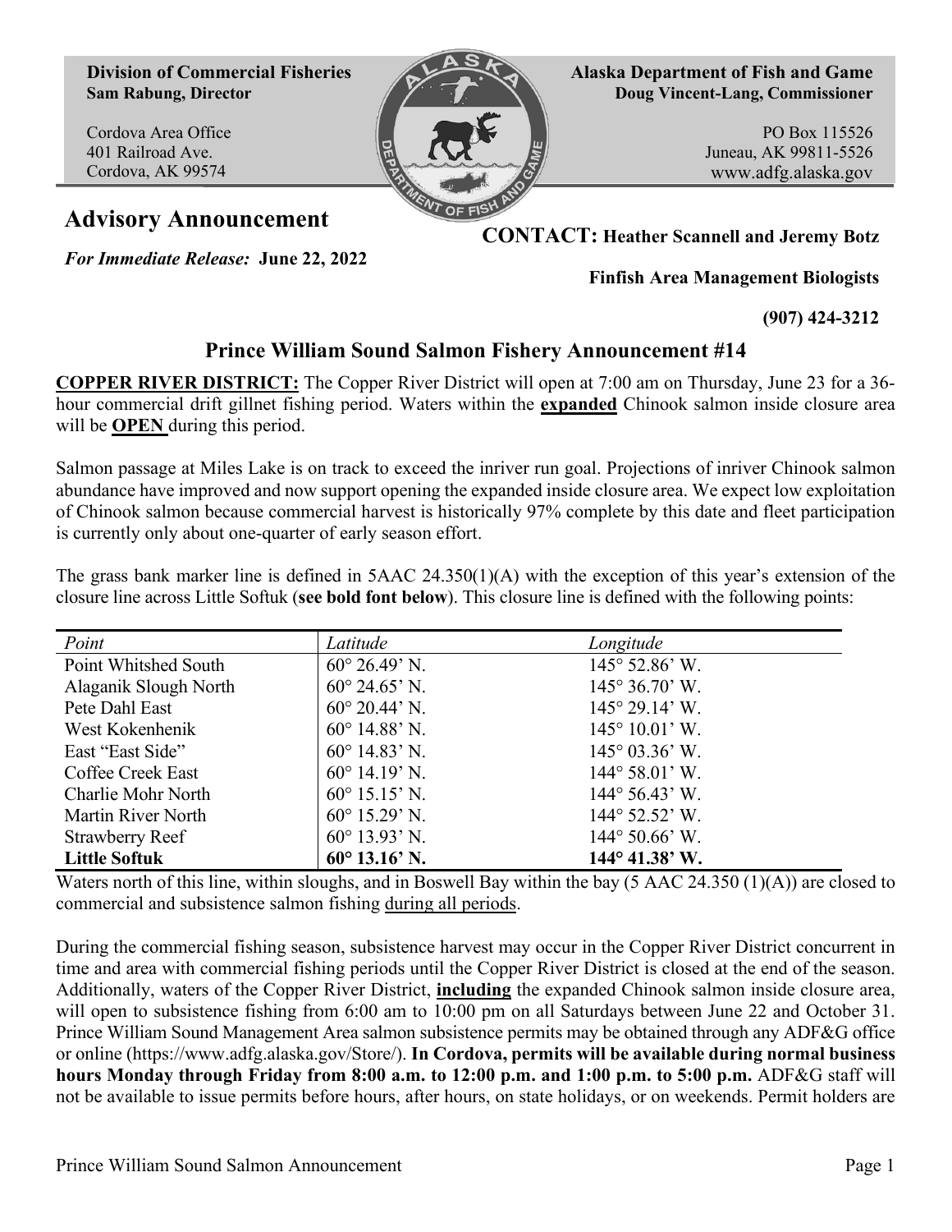**Division of Commercial Fisheries**
**Sam Rabung, Director**

Cordova Area Office
401 Railroad Ave.
Cordova, AK 99574

**Alaska Department of Fish and Game**
**Doug Vincent-Lang, Commissioner**

PO Box 115526
Juneau, AK 99811-5526
www.adfg.alaska.gov

# Advisory Announcement

*For Immediate Release:* **June 22, 2022**

**CONTACT: Heather Scannell and Jeremy Botz**

**Finfish Area Management Biologists**

**(907) 424-3212**

## Prince William Sound Salmon Fishery Announcement #14

**COPPER RIVER DISTRICT:** The Copper River District will open at 7:00 am on Thursday, June 23 for a 36-hour commercial drift gillnet fishing period. Waters within the **expanded** Chinook salmon inside closure area will be **OPEN** during this period.

Salmon passage at Miles Lake is on track to exceed the inriver run goal. Projections of inriver Chinook salmon abundance have improved and now support opening the expanded inside closure area. We expect low exploitation of Chinook salmon because commercial harvest is historically 97% complete by this date and fleet participation is currently only about one-quarter of early season effort.

The grass bank marker line is defined in 5AAC 24.350(1)(A) with the exception of this year's extension of the closure line across Little Softuk (**see bold font below**). This closure line is defined with the following points:

| *Point* | *Latitude* | *Longitude* |
|---|---|---|
| Point Whitshed South | 60° 26.49' N. | 145° 52.86' W. |
| Alaganik Slough North | 60° 24.65' N. | 145° 36.70' W. |
| Pete Dahl East | 60° 20.44' N. | 145° 29.14' W. |
| West Kokenhenik | 60° 14.88' N. | 145° 10.01' W. |
| East "East Side" | 60° 14.83' N. | 145° 03.36' W. |
| Coffee Creek East | 60° 14.19' N. | 144° 58.01' W. |
| Charlie Mohr North | 60° 15.15' N. | 144° 56.43' W. |
| Martin River North | 60° 15.29' N. | 144° 52.52' W. |
| Strawberry Reef | 60° 13.93' N. | 144° 50.66' W. |
| **Little Softuk** | **60° 13.16' N.** | **144° 41.38' W.** |

Waters north of this line, within sloughs, and in Boswell Bay within the bay (5 AAC 24.350 (1)(A)) are closed to commercial and subsistence salmon fishing during all periods.

During the commercial fishing season, subsistence harvest may occur in the Copper River District concurrent in time and area with commercial fishing periods until the Copper River District is closed at the end of the season. Additionally, waters of the Copper River District, **including** the expanded Chinook salmon inside closure area, will open to subsistence fishing from 6:00 am to 10:00 pm on all Saturdays between June 22 and October 31. Prince William Sound Management Area salmon subsistence permits may be obtained through any ADF&G office or online (https://www.adfg.alaska.gov/Store/). **In Cordova, permits will be available during normal business hours Monday through Friday from 8:00 a.m. to 12:00 p.m. and 1:00 p.m. to 5:00 p.m.** ADF&G staff will not be available to issue permits before hours, after hours, on state holidays, or on weekends. Permit holders are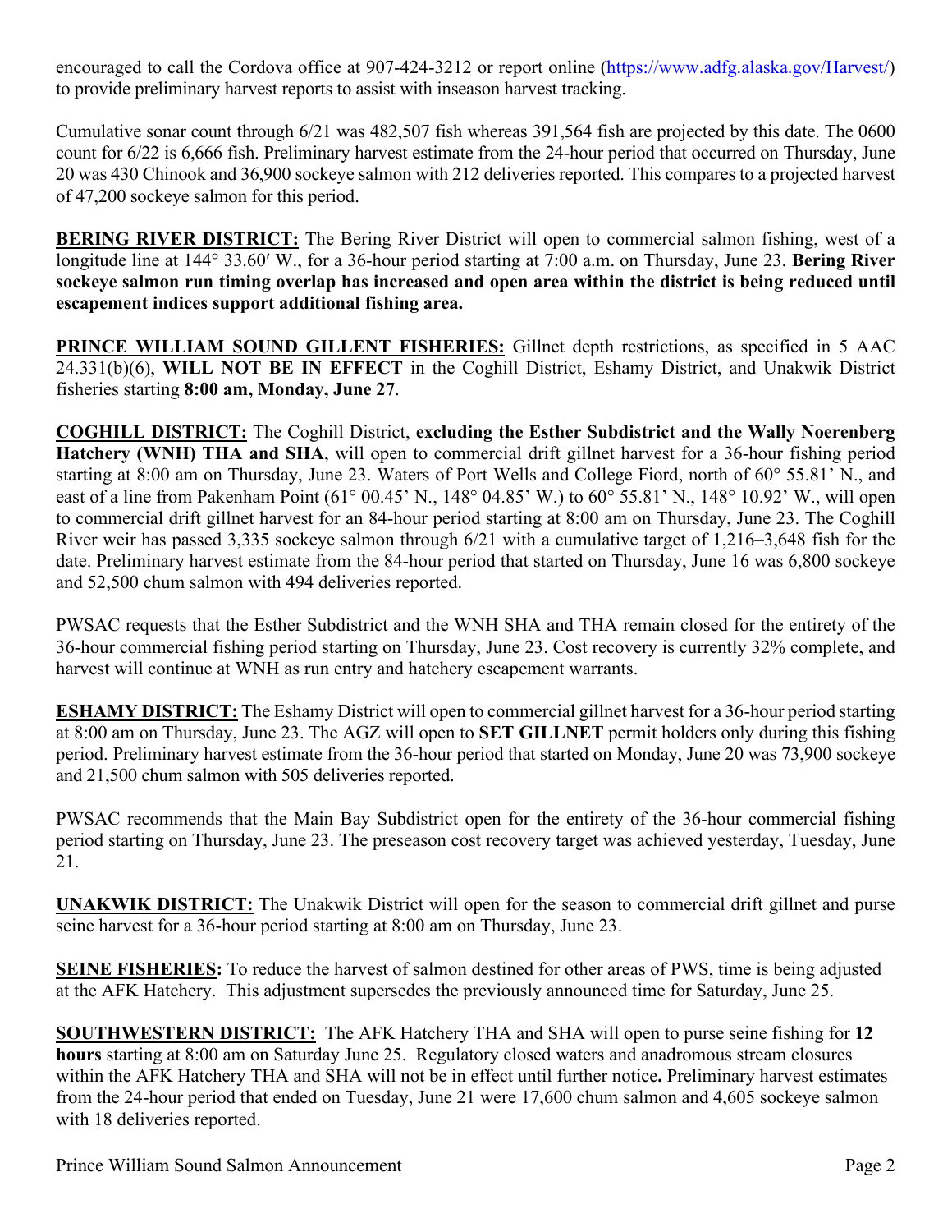encouraged to call the Cordova office at 907-424-3212 or report online (https://www.adfg.alaska.gov/Harvest/) to provide preliminary harvest reports to assist with inseason harvest tracking.

Cumulative sonar count through 6/21 was 482,507 fish whereas 391,564 fish are projected by this date. The 0600 count for 6/22 is 6,666 fish. Preliminary harvest estimate from the 24-hour period that occurred on Thursday, June 20 was 430 Chinook and 36,900 sockeye salmon with 212 deliveries reported. This compares to a projected harvest of 47,200 sockeye salmon for this period.

**BERING RIVER DISTRICT:** The Bering River District will open to commercial salmon fishing, west of a longitude line at 144° 33.60′ W., for a 36-hour period starting at 7:00 a.m. on Thursday, June 23. **Bering River sockeye salmon run timing overlap has increased and open area within the district is being reduced until escapement indices support additional fishing area.**

**PRINCE WILLIAM SOUND GILLENT FISHERIES:** Gillnet depth restrictions, as specified in 5 AAC 24.331(b)(6), **WILL NOT BE IN EFFECT** in the Coghill District, Eshamy District, and Unakwik District fisheries starting **8:00 am, Monday, June 27**.

**COGHILL DISTRICT:** The Coghill District, **excluding the Esther Subdistrict and the Wally Noerenberg Hatchery (WNH) THA and SHA**, will open to commercial drift gillnet harvest for a 36-hour fishing period starting at 8:00 am on Thursday, June 23. Waters of Port Wells and College Fiord, north of 60° 55.81' N., and east of a line from Pakenham Point (61° 00.45' N., 148° 04.85' W.) to 60° 55.81' N., 148° 10.92' W., will open to commercial drift gillnet harvest for an 84-hour period starting at 8:00 am on Thursday, June 23. The Coghill River weir has passed 3,335 sockeye salmon through 6/21 with a cumulative target of 1,216–3,648 fish for the date. Preliminary harvest estimate from the 84-hour period that started on Thursday, June 16 was 6,800 sockeye and 52,500 chum salmon with 494 deliveries reported.

PWSAC requests that the Esther Subdistrict and the WNH SHA and THA remain closed for the entirety of the 36-hour commercial fishing period starting on Thursday, June 23. Cost recovery is currently 32% complete, and harvest will continue at WNH as run entry and hatchery escapement warrants.

**ESHAMY DISTRICT:** The Eshamy District will open to commercial gillnet harvest for a 36-hour period starting at 8:00 am on Thursday, June 23. The AGZ will open to **SET GILLNET** permit holders only during this fishing period. Preliminary harvest estimate from the 36-hour period that started on Monday, June 20 was 73,900 sockeye and 21,500 chum salmon with 505 deliveries reported.

PWSAC recommends that the Main Bay Subdistrict open for the entirety of the 36-hour commercial fishing period starting on Thursday, June 23. The preseason cost recovery target was achieved yesterday, Tuesday, June 21.

**UNAKWIK DISTRICT:** The Unakwik District will open for the season to commercial drift gillnet and purse seine harvest for a 36-hour period starting at 8:00 am on Thursday, June 23.

**SEINE FISHERIES:** To reduce the harvest of salmon destined for other areas of PWS, time is being adjusted at the AFK Hatchery. This adjustment supersedes the previously announced time for Saturday, June 25.

**SOUTHWESTERN DISTRICT:** The AFK Hatchery THA and SHA will open to purse seine fishing for **12 hours** starting at 8:00 am on Saturday June 25. Regulatory closed waters and anadromous stream closures within the AFK Hatchery THA and SHA will not be in effect until further notice**.** Preliminary harvest estimates from the 24-hour period that ended on Tuesday, June 21 were 17,600 chum salmon and 4,605 sockeye salmon with 18 deliveries reported.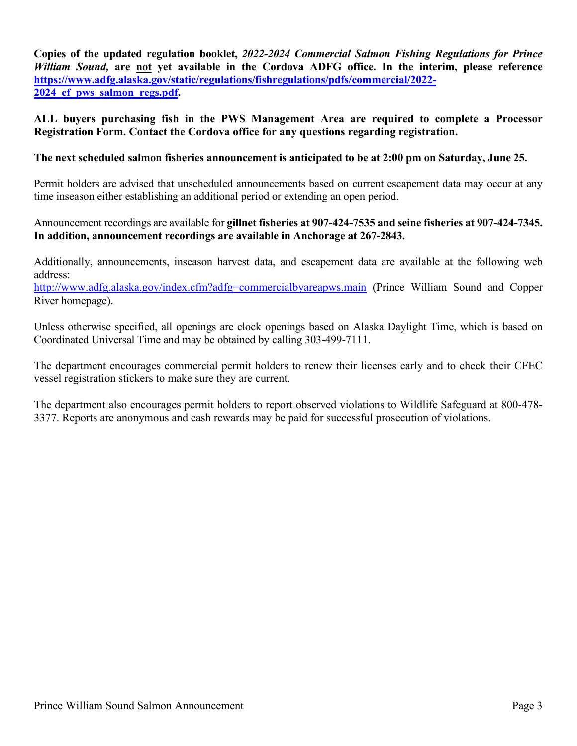**Copies of the updated regulation booklet, *2022-2024 Commercial Salmon Fishing Regulations for Prince William Sound,* are not yet available in the Cordova ADFG office. In the interim, please reference [https://www.adfg.alaska.gov/static/regulations/fishregulations/pdfs/commercial/2022-2024_cf_pws_salmon_regs.pdf](https://www.adfg.alaska.gov/static/regulations/fishregulations/pdfs/commercial/2022-2024_cf_pws_salmon_regs.pdf).**

**ALL buyers purchasing fish in the PWS Management Area are required to complete a Processor Registration Form. Contact the Cordova office for any questions regarding registration.**

**The next scheduled salmon fisheries announcement is anticipated to be at 2:00 pm on Saturday, June 25.**

Permit holders are advised that unscheduled announcements based on current escapement data may occur at any time inseason either establishing an additional period or extending an open period.

Announcement recordings are available for **gillnet fisheries at 907-424-7535 and seine fisheries at 907-424-7345. In addition, announcement recordings are available in Anchorage at 267-2843.**

Additionally, announcements, inseason harvest data, and escapement data are available at the following web address:
[http://www.adfg.alaska.gov/index.cfm?adfg=commercialbyareapws.main](http://www.adfg.alaska.gov/index.cfm?adfg=commercialbyareapws.main) (Prince William Sound and Copper River homepage).

Unless otherwise specified, all openings are clock openings based on Alaska Daylight Time, which is based on Coordinated Universal Time and may be obtained by calling 303-499-7111.

The department encourages commercial permit holders to renew their licenses early and to check their CFEC vessel registration stickers to make sure they are current.

The department also encourages permit holders to report observed violations to Wildlife Safeguard at 800-478-3377. Reports are anonymous and cash rewards may be paid for successful prosecution of violations.